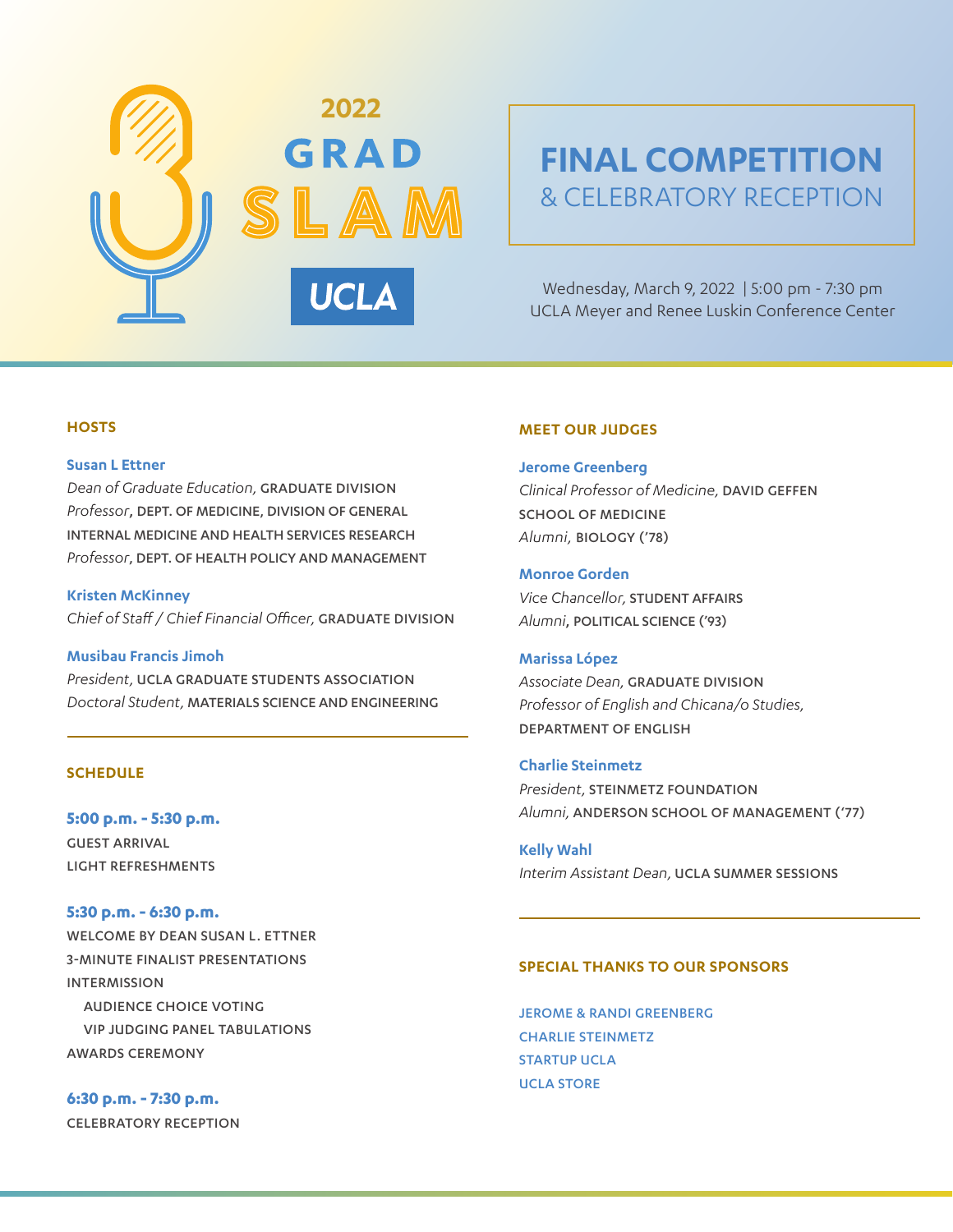# 2022 GRAD SLAM

UCLA

## FINAL COMPETITION
& CELEBRATORY RECEPTION

Wednesday, March 9, 2022 | 5:00 pm - 7:30 pm
UCLA Meyer and Renee Luskin Conference Center

### HOSTS

**Susan L Ettner**
*Dean of Graduate Education,* GRADUATE DIVISION
*Professor*, DEPT. OF MEDICINE, DIVISION OF GENERAL INTERNAL MEDICINE AND HEALTH SERVICES RESEARCH
*Professor*, DEPT. OF HEALTH POLICY AND MANAGEMENT

**Kristen McKinney**
*Chief of Staff / Chief Financial Officer,* GRADUATE DIVISION

**Musibau Francis Jimoh**
*President,* UCLA GRADUATE STUDENTS ASSOCIATION
*Doctoral Student,* MATERIALS SCIENCE AND ENGINEERING

### SCHEDULE

**5:00 p.m. - 5:30 p.m.**
GUEST ARRIVAL
LIGHT REFRESHMENTS

**5:30 p.m. - 6:30 p.m.**
WELCOME BY DEAN SUSAN L. ETTNER
3-MINUTE FINALIST PRESENTATIONS
INTERMISSION
- AUDIENCE CHOICE VOTING
- VIP JUDGING PANEL TABULATIONS

AWARDS CEREMONY

**6:30 p.m. - 7:30 p.m.**
CELEBRATORY RECEPTION

### MEET OUR JUDGES

**Jerome Greenberg**
*Clinical Professor of Medicine,* DAVID GEFFEN SCHOOL OF MEDICINE
*Alumni,* BIOLOGY ('78)

**Monroe Gorden**
*Vice Chancellor,* STUDENT AFFAIRS
*Alumni*, POLITICAL SCIENCE ('93)

**Marissa López**
*Associate Dean,* GRADUATE DIVISION
*Professor of English and Chicana/o Studies,* DEPARTMENT OF ENGLISH

**Charlie Steinmetz**
*President,* STEINMETZ FOUNDATION
*Alumni,* ANDERSON SCHOOL OF MANAGEMENT ('77)

**Kelly Wahl**
*Interim Assistant Dean,* UCLA SUMMER SESSIONS

### SPECIAL THANKS TO OUR SPONSORS

JEROME & RANDI GREENBERG
CHARLIE STEINMETZ
STARTUP UCLA
UCLA STORE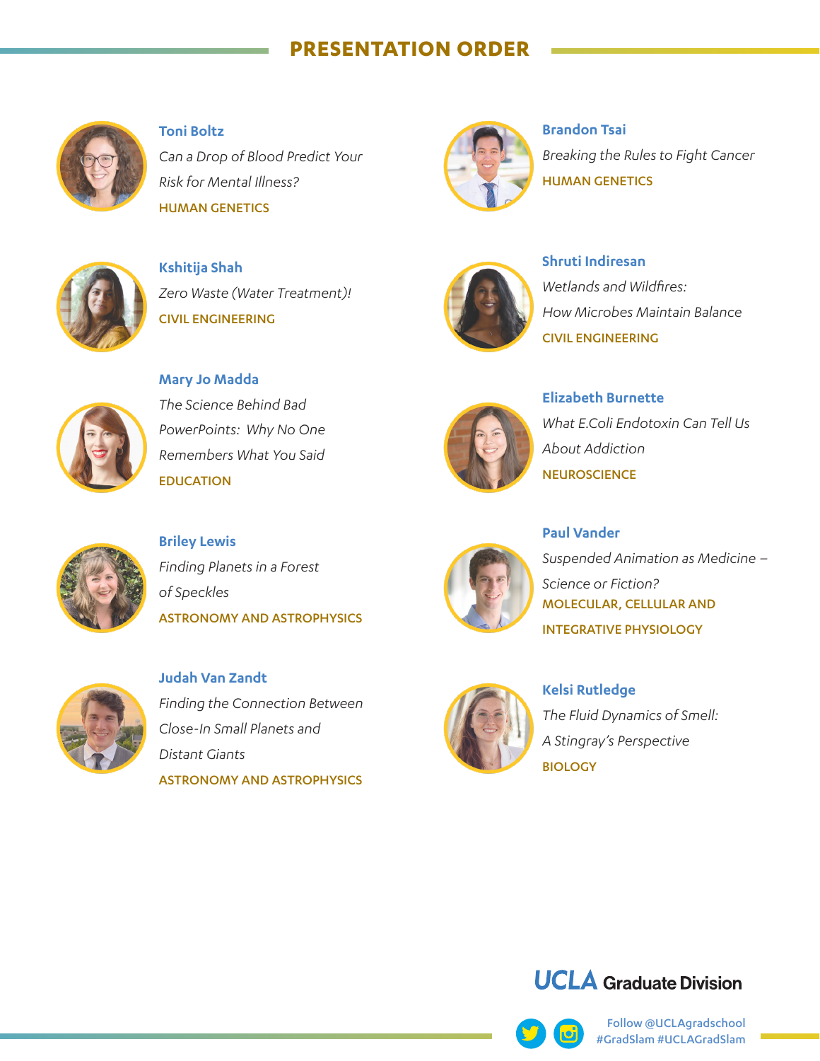## PRESENTATION ORDER

**Toni Boltz**
*Can a Drop of Blood Predict Your Risk for Mental Illness?*
HUMAN GENETICS

**Kshitija Shah**
*Zero Waste (Water Treatment)!*
CIVIL ENGINEERING

**Mary Jo Madda**
*The Science Behind Bad PowerPoints: Why No One Remembers What You Said*
EDUCATION

**Briley Lewis**
*Finding Planets in a Forest of Speckles*
ASTRONOMY AND ASTROPHYSICS

**Judah Van Zandt**
*Finding the Connection Between Close-In Small Planets and Distant Giants*
ASTRONOMY AND ASTROPHYSICS

**Brandon Tsai**
*Breaking the Rules to Fight Cancer*
HUMAN GENETICS

**Shruti Indiresan**
*Wetlands and Wildfires: How Microbes Maintain Balance*
CIVIL ENGINEERING

**Elizabeth Burnette**
*What E.Coli Endotoxin Can Tell Us About Addiction*
NEUROSCIENCE

**Paul Vander**
*Suspended Animation as Medicine – Science or Fiction?*
MOLECULAR, CELLULAR AND INTEGRATIVE PHYSIOLOGY

**Kelsi Rutledge**
*The Fluid Dynamics of Smell: A Stingray's Perspective*
BIOLOGY

UCLA Graduate Division

Follow @UCLAgradschool
#GradSlam #UCLAGradSlam